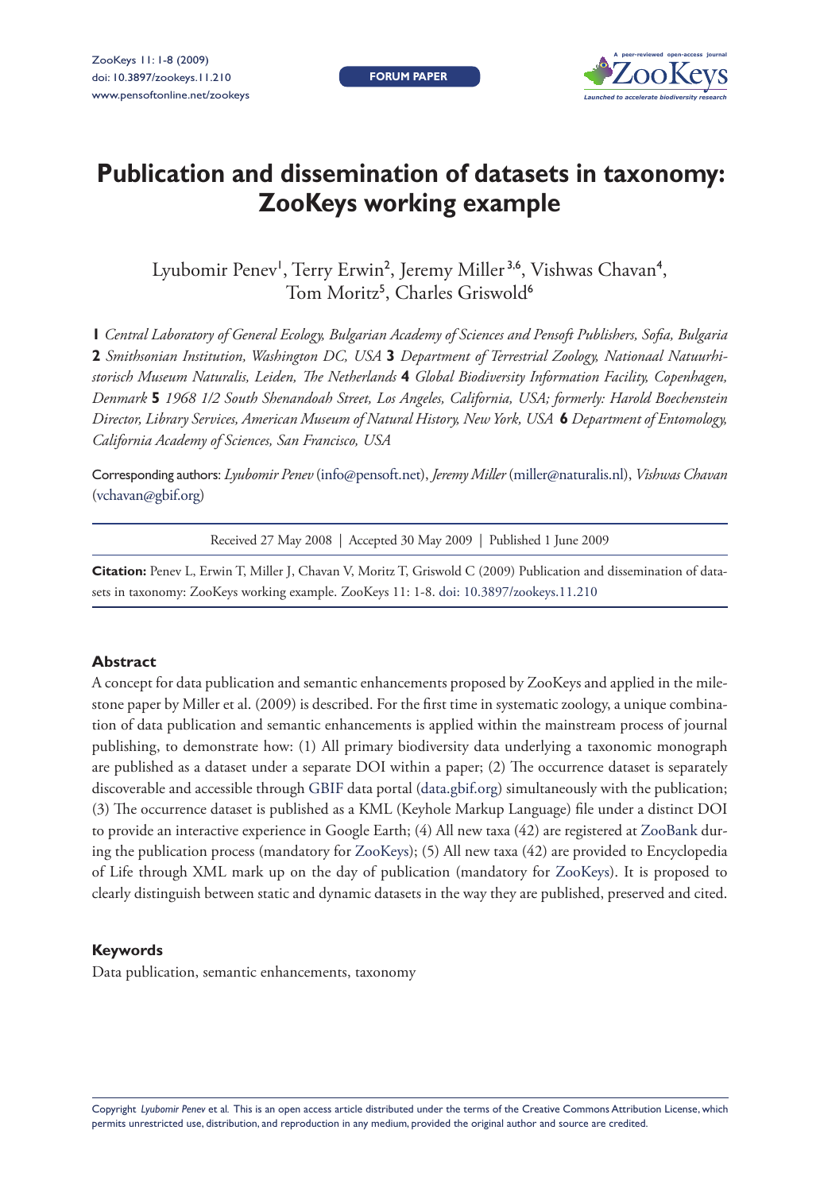FORUM PAPER

# Publication and dissemination of datasets in taxonomy: ZooKeys working example

Lyubomir Penev[1], Terry Erwin[2], Jeremy Miller[3,6], Vishwas Chavan[4], Tom Moritz[5], Charles Griswold[6]

**1** *Central Laboratory of General Ecology, Bulgarian Academy of Sciences and Pensoft Publishers, Sofia, Bulgaria* **2** *Smithsonian Institution, Washington DC, USA* **3** *Department of Terrestrial Zoology, Nationaal Natuurhistorisch Museum Naturalis, Leiden, The Netherlands* **4** *Global Biodiversity Information Facility, Copenhagen, Denmark* **5** *1968 1/2 South Shenandoah Street, Los Angeles, California, USA; formerly: Harold Boechenstein Director, Library Services, American Museum of Natural History, New York, USA* **6** *Department of Entomology, California Academy of Sciences, San Francisco, USA*

Corresponding authors: *Lyubomir Penev* (info@pensoft.net), *Jeremy Miller* (miller@naturalis.nl), *Vishwas Chavan* (vchavan@gbif.org)

Received 27 May 2008 | Accepted 30 May 2009 | Published 1 June 2009

**Citation:** Penev L, Erwin T, Miller J, Chavan V, Moritz T, Griswold C (2009) Publication and dissemination of datasets in taxonomy: ZooKeys working example. ZooKeys 11: 1-8. doi: 10.3897/zookeys.11.210

## Abstract

A concept for data publication and semantic enhancements proposed by ZooKeys and applied in the milestone paper by Miller et al. (2009) is described. For the first time in systematic zoology, a unique combination of data publication and semantic enhancements is applied within the mainstream process of journal publishing, to demonstrate how: (1) All primary biodiversity data underlying a taxonomic monograph are published as a dataset under a separate DOI within a paper; (2) The occurrence dataset is separately discoverable and accessible through GBIF data portal (data.gbif.org) simultaneously with the publication; (3) The occurrence dataset is published as a KML (Keyhole Markup Language) file under a distinct DOI to provide an interactive experience in Google Earth; (4) All new taxa (42) are registered at ZooBank during the publication process (mandatory for ZooKeys); (5) All new taxa (42) are provided to Encyclopedia of Life through XML mark up on the day of publication (mandatory for ZooKeys). It is proposed to clearly distinguish between static and dynamic datasets in the way they are published, preserved and cited.

## Keywords

Data publication, semantic enhancements, taxonomy

Copyright *Lyubomir Penev* et al. This is an open access article distributed under the terms of the Creative Commons Attribution License, which permits unrestricted use, distribution, and reproduction in any medium, provided the original author and source are credited.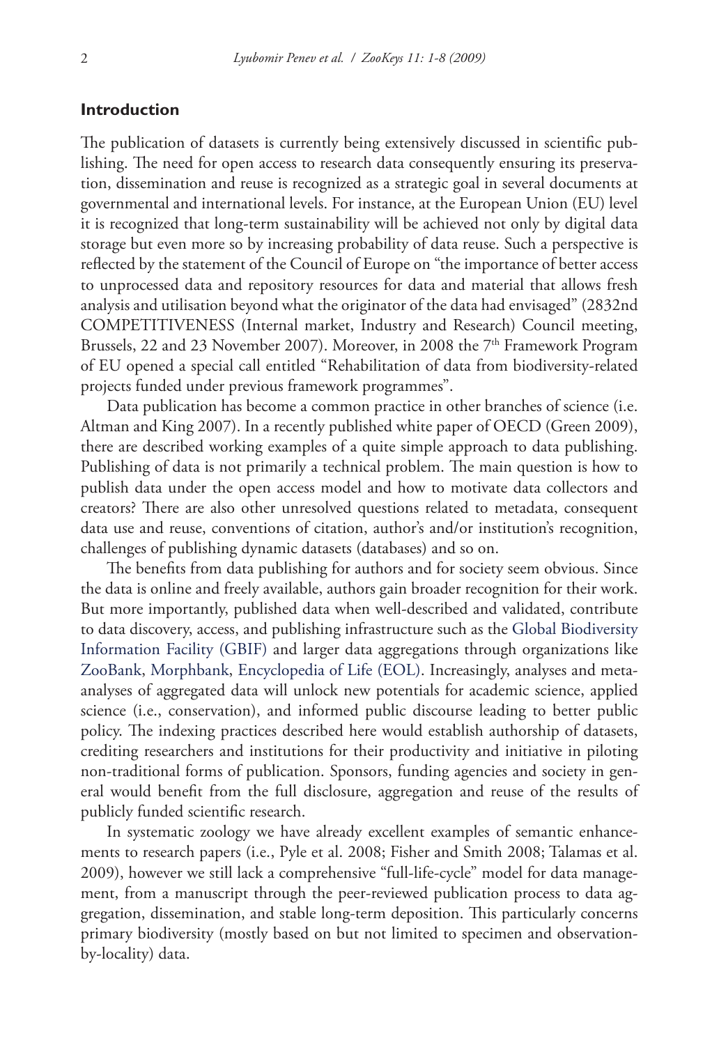## Introduction

The publication of datasets is currently being extensively discussed in scientific publishing. The need for open access to research data consequently ensuring its preservation, dissemination and reuse is recognized as a strategic goal in several documents at governmental and international levels. For instance, at the European Union (EU) level it is recognized that long-term sustainability will be achieved not only by digital data storage but even more so by increasing probability of data reuse. Such a perspective is reflected by the statement of the Council of Europe on "the importance of better access to unprocessed data and repository resources for data and material that allows fresh analysis and utilisation beyond what the originator of the data had envisaged" (2832nd COMPETITIVENESS (Internal market, Industry and Research) Council meeting, Brussels, 22 and 23 November 2007). Moreover, in 2008 the 7th Framework Program of EU opened a special call entitled "Rehabilitation of data from biodiversity-related projects funded under previous framework programmes".

Data publication has become a common practice in other branches of science (i.e. Altman and King 2007). In a recently published white paper of OECD (Green 2009), there are described working examples of a quite simple approach to data publishing. Publishing of data is not primarily a technical problem. The main question is how to publish data under the open access model and how to motivate data collectors and creators? There are also other unresolved questions related to metadata, consequent data use and reuse, conventions of citation, author's and/or institution's recognition, challenges of publishing dynamic datasets (databases) and so on.

The benefits from data publishing for authors and for society seem obvious. Since the data is online and freely available, authors gain broader recognition for their work. But more importantly, published data when well-described and validated, contribute to data discovery, access, and publishing infrastructure such as the Global Biodiversity Information Facility (GBIF) and larger data aggregations through organizations like ZooBank, Morphbank, Encyclopedia of Life (EOL). Increasingly, analyses and meta-analyses of aggregated data will unlock new potentials for academic science, applied science (i.e., conservation), and informed public discourse leading to better public policy. The indexing practices described here would establish authorship of datasets, crediting researchers and institutions for their productivity and initiative in piloting non-traditional forms of publication. Sponsors, funding agencies and society in general would benefit from the full disclosure, aggregation and reuse of the results of publicly funded scientific research.

In systematic zoology we have already excellent examples of semantic enhancements to research papers (i.e., Pyle et al. 2008; Fisher and Smith 2008; Talamas et al. 2009), however we still lack a comprehensive "full-life-cycle" model for data management, from a manuscript through the peer-reviewed publication process to data aggregation, dissemination, and stable long-term deposition. This particularly concerns primary biodiversity (mostly based on but not limited to specimen and observation-by-locality) data.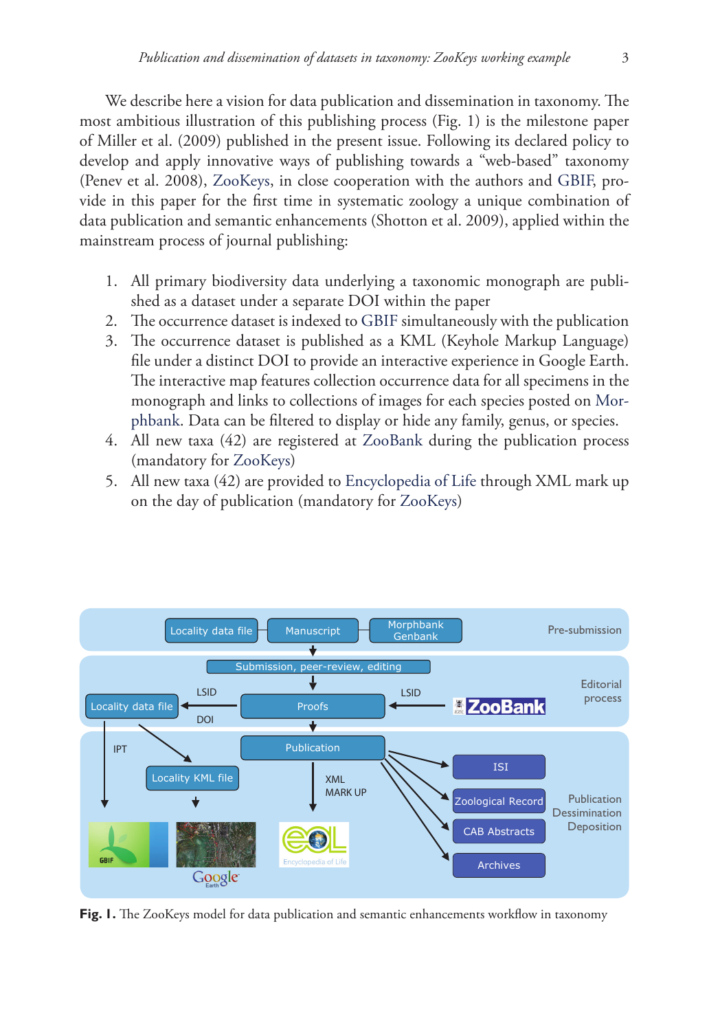We describe here a vision for data publication and dissemination in taxonomy. The most ambitious illustration of this publishing process (Fig. 1) is the milestone paper of Miller et al. (2009) published in the present issue. Following its declared policy to develop and apply innovative ways of publishing towards a "web-based" taxonomy (Penev et al. 2008), ZooKeys, in close cooperation with the authors and GBIF, provide in this paper for the first time in systematic zoology a unique combination of data publication and semantic enhancements (Shotton et al. 2009), applied within the mainstream process of journal publishing:

1. All primary biodiversity data underlying a taxonomic monograph are published as a dataset under a separate DOI within the paper
2. The occurrence dataset is indexed to GBIF simultaneously with the publication
3. The occurrence dataset is published as a KML (Keyhole Markup Language) file under a distinct DOI to provide an interactive experience in Google Earth. The interactive map features collection occurrence data for all specimens in the monograph and links to collections of images for each species posted on Morphbank. Data can be filtered to display or hide any family, genus, or species.
4. All new taxa (42) are registered at ZooBank during the publication process (mandatory for ZooKeys)
5. All new taxa (42) are provided to Encyclopedia of Life through XML mark up on the day of publication (mandatory for ZooKeys)

Locality data file
Manuscript
Morphbank Genbank
Pre-submission
Submission, peer-review, editing
Editorial process
Locality data file
LSID
DOI
Proofs
LSID
ZooBank
IPT
Publication
Locality KML file
XML MARK UP
ISI
Zoological Record
CAB Abstracts
Archives
Publication Dessimination Deposition
GBIF
Google Earth
Encyclopedia of Life

**Fig. 1.** The ZooKeys model for data publication and semantic enhancements workflow in taxonomy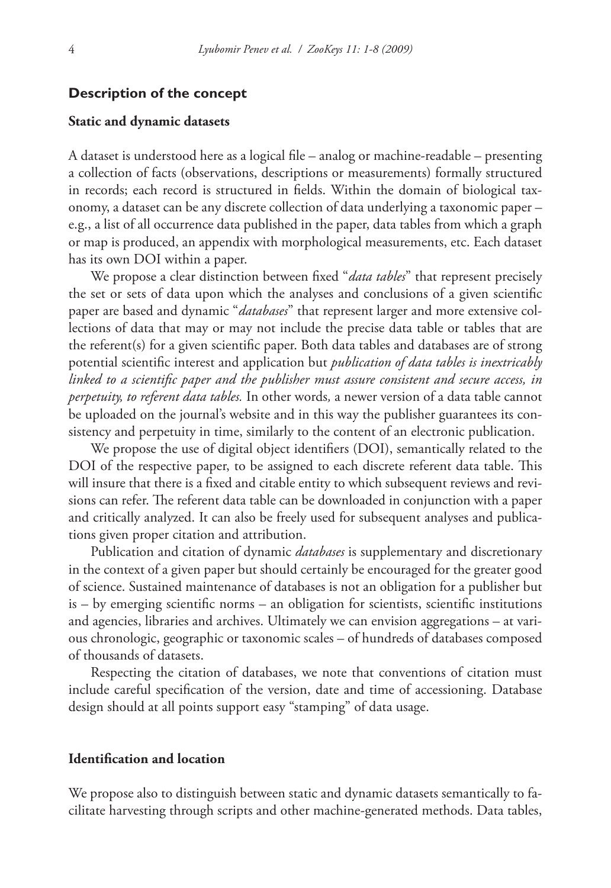## Description of the concept

### Static and dynamic datasets

A dataset is understood here as a logical file – analog or machine-readable – presenting a collection of facts (observations, descriptions or measurements) formally structured in records; each record is structured in fields. Within the domain of biological taxonomy, a dataset can be any discrete collection of data underlying a taxonomic paper – e.g., a list of all occurrence data published in the paper, data tables from which a graph or map is produced, an appendix with morphological measurements, etc. Each dataset has its own DOI within a paper.

We propose a clear distinction between fixed "*data tables*" that represent precisely the set or sets of data upon which the analyses and conclusions of a given scientific paper are based and dynamic "*databases*" that represent larger and more extensive collections of data that may or may not include the precise data table or tables that are the referent(s) for a given scientific paper. Both data tables and databases are of strong potential scientific interest and application but *publication of data tables is inextricably linked to a scientific paper and the publisher must assure consistent and secure access, in perpetuity, to referent data tables.* In other words*,* a newer version of a data table cannot be uploaded on the journal's website and in this way the publisher guarantees its consistency and perpetuity in time, similarly to the content of an electronic publication.

We propose the use of digital object identifiers (DOI), semantically related to the DOI of the respective paper, to be assigned to each discrete referent data table. This will insure that there is a fixed and citable entity to which subsequent reviews and revisions can refer. The referent data table can be downloaded in conjunction with a paper and critically analyzed. It can also be freely used for subsequent analyses and publications given proper citation and attribution.

Publication and citation of dynamic *databases* is supplementary and discretionary in the context of a given paper but should certainly be encouraged for the greater good of science. Sustained maintenance of databases is not an obligation for a publisher but is – by emerging scientific norms – an obligation for scientists, scientific institutions and agencies, libraries and archives. Ultimately we can envision aggregations – at various chronologic, geographic or taxonomic scales – of hundreds of databases composed of thousands of datasets.

Respecting the citation of databases, we note that conventions of citation must include careful specification of the version, date and time of accessioning. Database design should at all points support easy "stamping" of data usage.

### Identification and location

We propose also to distinguish between static and dynamic datasets semantically to facilitate harvesting through scripts and other machine-generated methods. Data tables,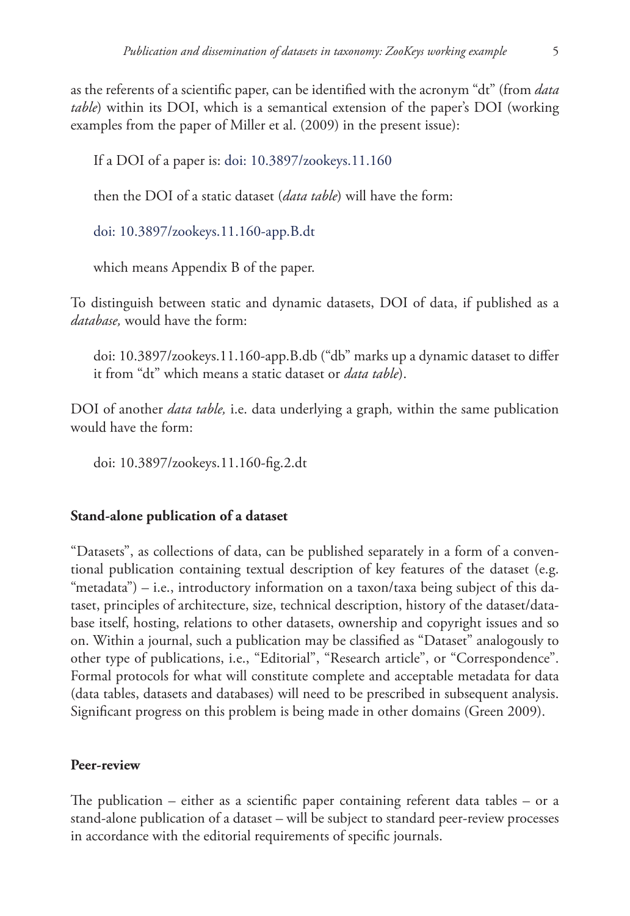as the referents of a scientific paper, can be identified with the acronym "dt" (from *data table*) within its DOI, which is a semantical extension of the paper's DOI (working examples from the paper of Miller et al. (2009) in the present issue):

If a DOI of a paper is: doi: 10.3897/zookeys.11.160

then the DOI of a static dataset (*data table*) will have the form:

doi: 10.3897/zookeys.11.160-app.B.dt

which means Appendix B of the paper.

To distinguish between static and dynamic datasets, DOI of data, if published as a *database,* would have the form:

doi: 10.3897/zookeys.11.160-app.B.db ("db" marks up a dynamic dataset to differ it from "dt" which means a static dataset or *data table*).

DOI of another *data table,* i.e. data underlying a graph*,* within the same publication would have the form:

doi: 10.3897/zookeys.11.160-fig.2.dt

### Stand-alone publication of a dataset

"Datasets", as collections of data, can be published separately in a form of a conventional publication containing textual description of key features of the dataset (e.g. "metadata") – i.e., introductory information on a taxon/taxa being subject of this dataset, principles of architecture, size, technical description, history of the dataset/database itself, hosting, relations to other datasets, ownership and copyright issues and so on. Within a journal, such a publication may be classified as "Dataset" analogously to other type of publications, i.e., "Editorial", "Research article", or "Correspondence". Formal protocols for what will constitute complete and acceptable metadata for data (data tables, datasets and databases) will need to be prescribed in subsequent analysis. Significant progress on this problem is being made in other domains (Green 2009).

### Peer-review

The publication – either as a scientific paper containing referent data tables – or a stand-alone publication of a dataset – will be subject to standard peer-review processes in accordance with the editorial requirements of specific journals.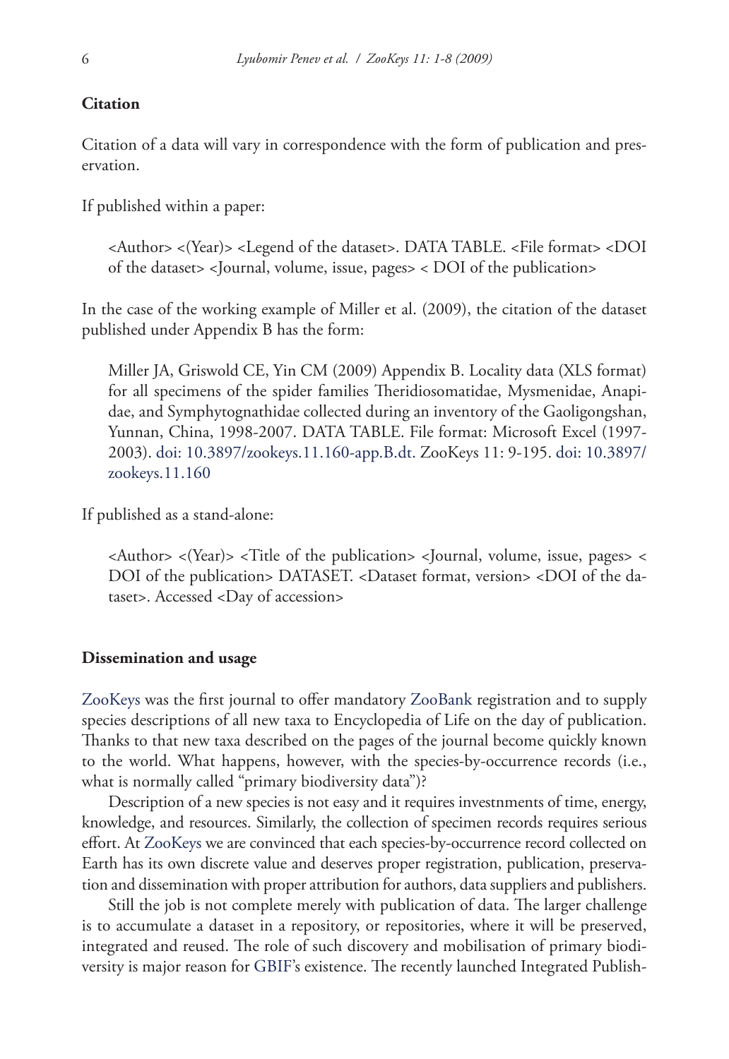### Citation

Citation of a data will vary in correspondence with the form of publication and preservation.

If published within a paper:

> <Author> <(Year)> <Legend of the dataset>. DATA TABLE. <File format> <DOI of the dataset> <Journal, volume, issue, pages> < DOI of the publication>

In the case of the working example of Miller et al. (2009), the citation of the dataset published under Appendix B has the form:

> Miller JA, Griswold CE, Yin CM (2009) Appendix B. Locality data (XLS format) for all specimens of the spider families Theridiosomatidae, Mysmenidae, Anapidae, and Symphytognathidae collected during an inventory of the Gaoligongshan, Yunnan, China, 1998-2007. DATA TABLE. File format: Microsoft Excel (1997-2003). doi: 10.3897/zookeys.11.160-app.B.dt. ZooKeys 11: 9-195. doi: 10.3897/zookeys.11.160

If published as a stand-alone:

> <Author> <(Year)> <Title of the publication> <Journal, volume, issue, pages> < DOI of the publication> DATASET. <Dataset format, version> <DOI of the dataset>. Accessed <Day of accession>

### Dissemination and usage

ZooKeys was the first journal to offer mandatory ZooBank registration and to supply species descriptions of all new taxa to Encyclopedia of Life on the day of publication. Thanks to that new taxa described on the pages of the journal become quickly known to the world. What happens, however, with the species-by-occurrence records (i.e., what is normally called "primary biodiversity data")?

Description of a new species is not easy and it requires investnments of time, energy, knowledge, and resources. Similarly, the collection of specimen records requires serious effort. At ZooKeys we are convinced that each species-by-occurrence record collected on Earth has its own discrete value and deserves proper registration, publication, preservation and dissemination with proper attribution for authors, data suppliers and publishers.

Still the job is not complete merely with publication of data. The larger challenge is to accumulate a dataset in a repository, or repositories, where it will be preserved, integrated and reused. The role of such discovery and mobilisation of primary biodiversity is major reason for GBIF's existence. The recently launched Integrated Publish-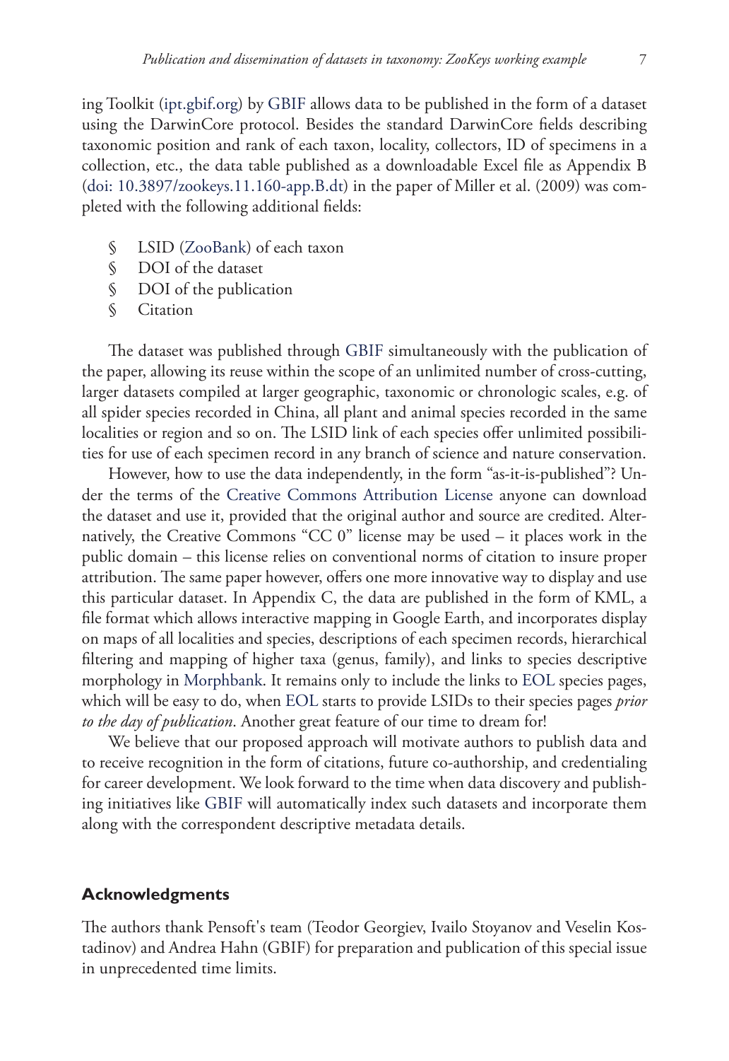ing Toolkit (ipt.gbif.org) by GBIF allows data to be published in the form of a dataset using the DarwinCore protocol. Besides the standard DarwinCore fields describing taxonomic position and rank of each taxon, locality, collectors, ID of specimens in a collection, etc., the data table published as a downloadable Excel file as Appendix B (doi: 10.3897/zookeys.11.160-app.B.dt) in the paper of Miller et al. (2009) was completed with the following additional fields:

- LSID (ZooBank) of each taxon
- DOI of the dataset
- DOI of the publication
- Citation

The dataset was published through GBIF simultaneously with the publication of the paper, allowing its reuse within the scope of an unlimited number of cross-cutting, larger datasets compiled at larger geographic, taxonomic or chronologic scales, e.g. of all spider species recorded in China, all plant and animal species recorded in the same localities or region and so on. The LSID link of each species offer unlimited possibilities for use of each specimen record in any branch of science and nature conservation.

However, how to use the data independently, in the form "as-it-is-published"? Under the terms of the Creative Commons Attribution License anyone can download the dataset and use it, provided that the original author and source are credited. Alternatively, the Creative Commons "CC 0" license may be used – it places work in the public domain – this license relies on conventional norms of citation to insure proper attribution. The same paper however, offers one more innovative way to display and use this particular dataset. In Appendix C, the data are published in the form of KML, a file format which allows interactive mapping in Google Earth, and incorporates display on maps of all localities and species, descriptions of each specimen records, hierarchical filtering and mapping of higher taxa (genus, family), and links to species descriptive morphology in Morphbank. It remains only to include the links to EOL species pages, which will be easy to do, when EOL starts to provide LSIDs to their species pages *prior to the day of publication*. Another great feature of our time to dream for!

We believe that our proposed approach will motivate authors to publish data and to receive recognition in the form of citations, future co-authorship, and credentialing for career development. We look forward to the time when data discovery and publishing initiatives like GBIF will automatically index such datasets and incorporate them along with the correspondent descriptive metadata details.

## Acknowledgments

The authors thank Pensoft's team (Teodor Georgiev, Ivailo Stoyanov and Veselin Kostadinov) and Andrea Hahn (GBIF) for preparation and publication of this special issue in unprecedented time limits.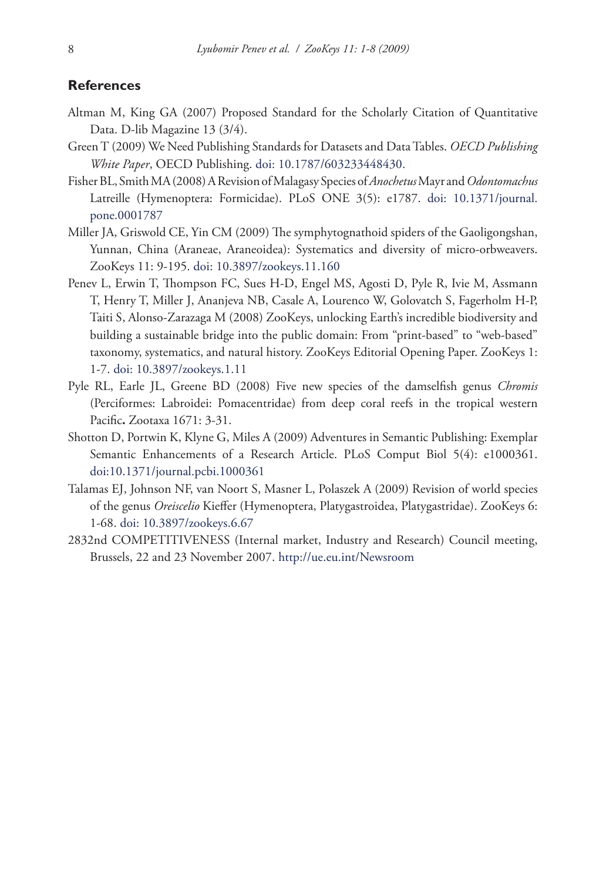## References

Altman M, King GA (2007) Proposed Standard for the Scholarly Citation of Quantitative Data. D-lib Magazine 13 (3/4).

Green T (2009) We Need Publishing Standards for Datasets and Data Tables. *OECD Publishing White Paper*, OECD Publishing. doi: 10.1787/603233448430.

Fisher BL, Smith MA (2008) A Revision of Malagasy Species of *Anochetus* Mayr and *Odontomachus* Latreille (Hymenoptera: Formicidae). PLoS ONE 3(5): e1787. doi: 10.1371/journal.pone.0001787

Miller JA, Griswold CE, Yin CM (2009) The symphytognathoid spiders of the Gaoligongshan, Yunnan, China (Araneae, Araneoidea): Systematics and diversity of micro-orbweavers. ZooKeys 11: 9-195. doi: 10.3897/zookeys.11.160

Penev L, Erwin T, Thompson FC, Sues H-D, Engel MS, Agosti D, Pyle R, Ivie M, Assmann T, Henry T, Miller J, Ananjeva NB, Casale A, Lourenco W, Golovatch S, Fagerholm H-P, Taiti S, Alonso-Zarazaga M (2008) ZooKeys, unlocking Earth's incredible biodiversity and building a sustainable bridge into the public domain: From "print-based" to "web-based" taxonomy, systematics, and natural history. ZooKeys Editorial Opening Paper. ZooKeys 1: 1-7. doi: 10.3897/zookeys.1.11

Pyle RL, Earle JL, Greene BD (2008) Five new species of the damselfish genus *Chromis* (Perciformes: Labroidei: Pomacentridae) from deep coral reefs in the tropical western Pacific**.** Zootaxa 1671: 3-31.

Shotton D, Portwin K, Klyne G, Miles A (2009) Adventures in Semantic Publishing: Exemplar Semantic Enhancements of a Research Article. PLoS Comput Biol 5(4): e1000361. doi:10.1371/journal.pcbi.1000361

Talamas EJ, Johnson NF, van Noort S, Masner L, Polaszek A (2009) Revision of world species of the genus *Oreiscelio* Kieffer (Hymenoptera, Platygastroidea, Platygastridae). ZooKeys 6: 1-68. doi: 10.3897/zookeys.6.67

2832nd COMPETITIVENESS (Internal market, Industry and Research) Council meeting, Brussels, 22 and 23 November 2007. http://ue.eu.int/Newsroom